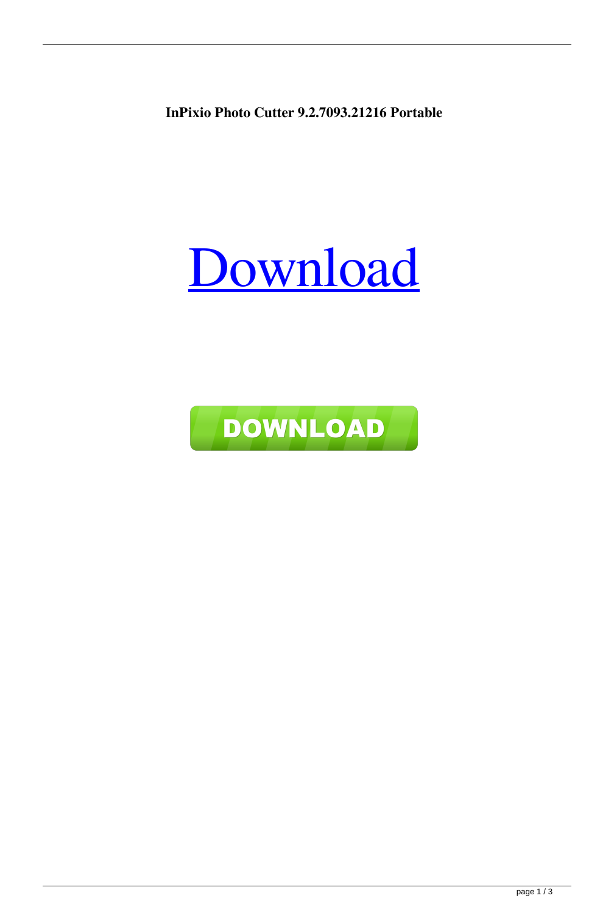**InPixio Photo Cutter 9.2.7093.21216 Portable**

Download

DOWNLOAD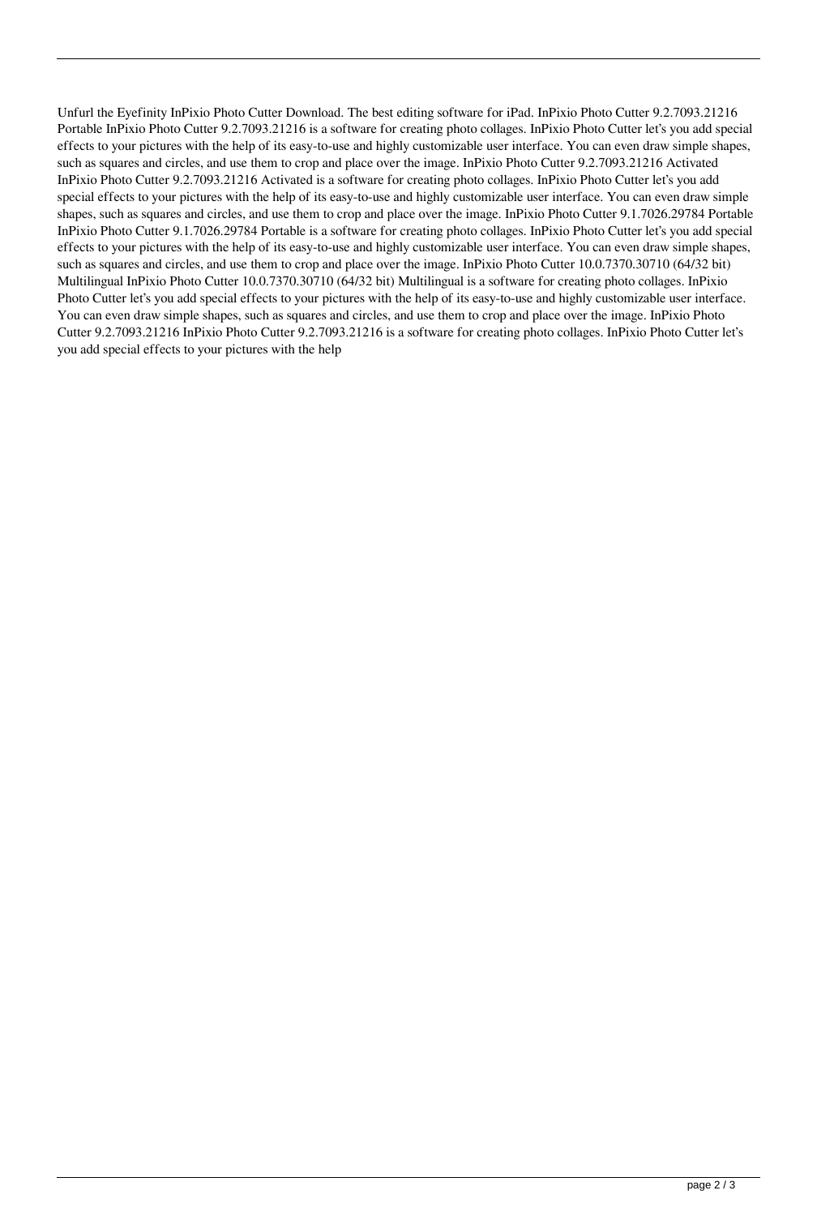Unfurl the Eyefinity InPixio Photo Cutter Download. The best editing software for iPad. InPixio Photo Cutter 9.2.7093.21216 Portable InPixio Photo Cutter 9.2.7093.21216 is a software for creating photo collages. InPixio Photo Cutter let's you add special effects to your pictures with the help of its easy-to-use and highly customizable user interface. You can even draw simple shapes, such as squares and circles, and use them to crop and place over the image. InPixio Photo Cutter 9.2.7093.21216 Activated InPixio Photo Cutter 9.2.7093.21216 Activated is a software for creating photo collages. InPixio Photo Cutter let's you add special effects to your pictures with the help of its easy-to-use and highly customizable user interface. You can even draw simple shapes, such as squares and circles, and use them to crop and place over the image. InPixio Photo Cutter 9.1.7026.29784 Portable InPixio Photo Cutter 9.1.7026.29784 Portable is a software for creating photo collages. InPixio Photo Cutter let's you add special effects to your pictures with the help of its easy-to-use and highly customizable user interface. You can even draw simple shapes, such as squares and circles, and use them to crop and place over the image. InPixio Photo Cutter 10.0.7370.30710 (64/32 bit) Multilingual InPixio Photo Cutter 10.0.7370.30710 (64/32 bit) Multilingual is a software for creating photo collages. InPixio Photo Cutter let's you add special effects to your pictures with the help of its easy-to-use and highly customizable user interface. You can even draw simple shapes, such as squares and circles, and use them to crop and place over the image. InPixio Photo Cutter 9.2.7093.21216 InPixio Photo Cutter 9.2.7093.21216 is a software for creating photo collages. InPixio Photo Cutter let's you add special effects to your pictures with the help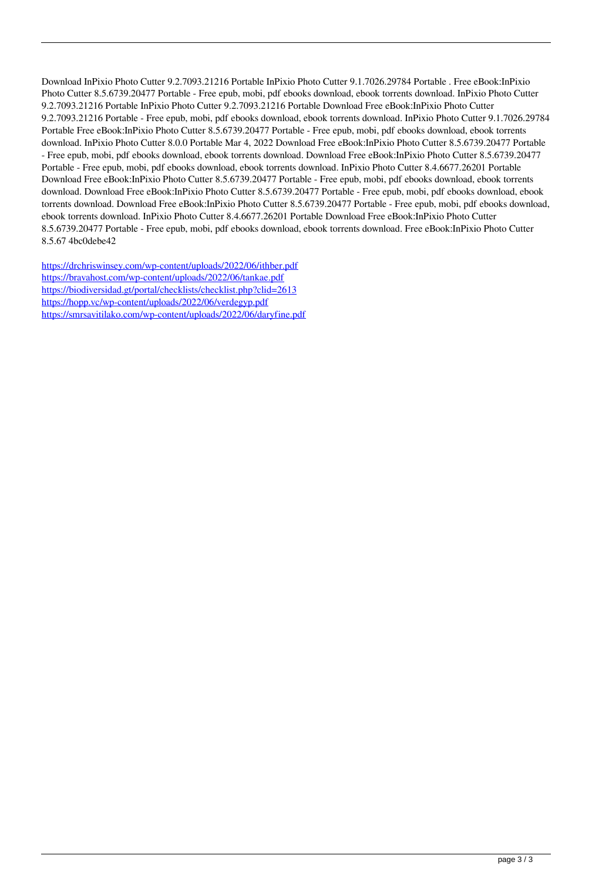Download InPixio Photo Cutter 9.2.7093.21216 Portable InPixio Photo Cutter 9.1.7026.29784 Portable . Free eBook:InPixio Photo Cutter 8.5.6739.20477 Portable - Free epub, mobi, pdf ebooks download, ebook torrents download. InPixio Photo Cutter 9.2.7093.21216 Portable InPixio Photo Cutter 9.2.7093.21216 Portable Download Free eBook:InPixio Photo Cutter 9.2.7093.21216 Portable - Free epub, mobi, pdf ebooks download, ebook torrents download. InPixio Photo Cutter 9.1.7026.29784 Portable Free eBook:InPixio Photo Cutter 8.5.6739.20477 Portable - Free epub, mobi, pdf ebooks download, ebook torrents download. InPixio Photo Cutter 8.0.0 Portable Mar 4, 2022 Download Free eBook:InPixio Photo Cutter 8.5.6739.20477 Portable - Free epub, mobi, pdf ebooks download, ebook torrents download. Download Free eBook:InPixio Photo Cutter 8.5.6739.20477 Portable - Free epub, mobi, pdf ebooks download, ebook torrents download. InPixio Photo Cutter 8.4.6677.26201 Portable Download Free eBook:InPixio Photo Cutter 8.5.6739.20477 Portable - Free epub, mobi, pdf ebooks download, ebook torrents download. Download Free eBook:InPixio Photo Cutter 8.5.6739.20477 Portable - Free epub, mobi, pdf ebooks download, ebook torrents download. Download Free eBook:InPixio Photo Cutter 8.5.6739.20477 Portable - Free epub, mobi, pdf ebooks download, ebook torrents download. InPixio Photo Cutter 8.4.6677.26201 Portable Download Free eBook:InPixio Photo Cutter 8.5.6739.20477 Portable - Free epub, mobi, pdf ebooks download, ebook torrents download. Free eBook:InPixio Photo Cutter 8.5.67 4bc0debe42

https://drchriswinsey.com/wp-content/uploads/2022/06/ithber.pdf
https://bravahost.com/wp-content/uploads/2022/06/tankae.pdf
https://biodiversidad.gt/portal/checklists/checklist.php?clid=2613
https://hopp.vc/wp-content/uploads/2022/06/verdegyp.pdf
https://smrsavitilako.com/wp-content/uploads/2022/06/daryfine.pdf